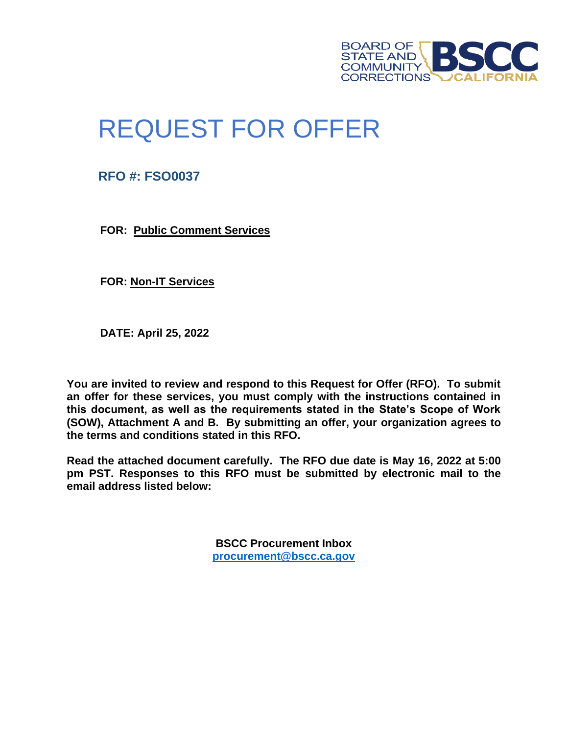BOARD OF STATE AND COMMUNITY CORRECTIONS BSCC CALIFORNIA

# REQUEST FOR OFFER

**RFO #: FSO0037**

**FOR: Public Comment Services**

**FOR: Non-IT Services**

**DATE: April 25, 2022**

**You are invited to review and respond to this Request for Offer (RFO). To submit an offer for these services, you must comply with the instructions contained in this document, as well as the requirements stated in the State's Scope of Work (SOW), Attachment A and B. By submitting an offer, your organization agrees to the terms and conditions stated in this RFO.**

**Read the attached document carefully. The RFO due date is May 16, 2022 at 5:00 pm PST. Responses to this RFO must be submitted by electronic mail to the email address listed below:**

**BSCC Procurement Inbox**
**procurement@bscc.ca.gov**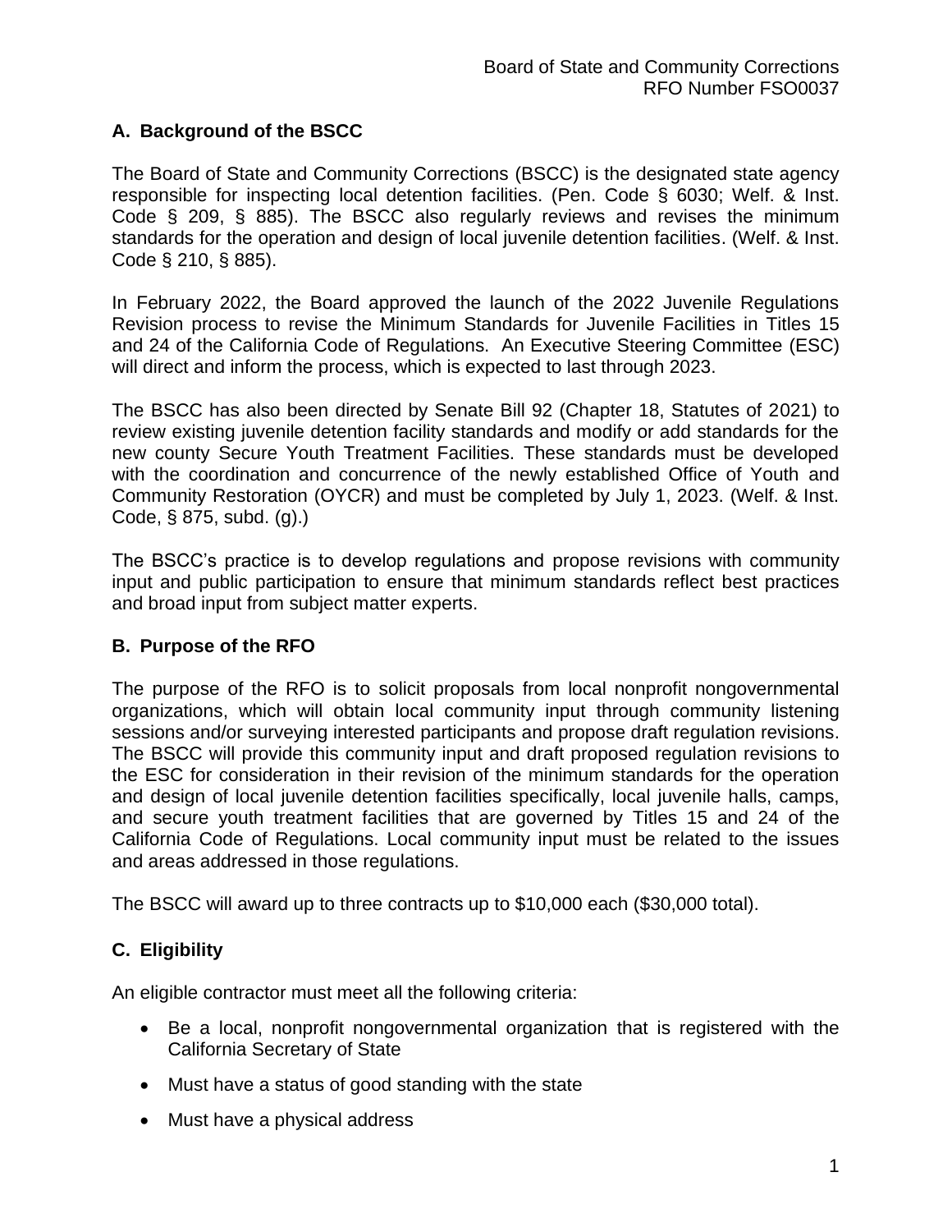## A. Background of the BSCC

The Board of State and Community Corrections (BSCC) is the designated state agency responsible for inspecting local detention facilities. (Pen. Code § 6030; Welf. & Inst. Code § 209, § 885). The BSCC also regularly reviews and revises the minimum standards for the operation and design of local juvenile detention facilities. (Welf. & Inst. Code § 210, § 885).

In February 2022, the Board approved the launch of the 2022 Juvenile Regulations Revision process to revise the Minimum Standards for Juvenile Facilities in Titles 15 and 24 of the California Code of Regulations. An Executive Steering Committee (ESC) will direct and inform the process, which is expected to last through 2023.

The BSCC has also been directed by Senate Bill 92 (Chapter 18, Statutes of 2021) to review existing juvenile detention facility standards and modify or add standards for the new county Secure Youth Treatment Facilities. These standards must be developed with the coordination and concurrence of the newly established Office of Youth and Community Restoration (OYCR) and must be completed by July 1, 2023. (Welf. & Inst. Code, § 875, subd. (g).)

The BSCC's practice is to develop regulations and propose revisions with community input and public participation to ensure that minimum standards reflect best practices and broad input from subject matter experts.

## B. Purpose of the RFO

The purpose of the RFO is to solicit proposals from local nonprofit nongovernmental organizations, which will obtain local community input through community listening sessions and/or surveying interested participants and propose draft regulation revisions. The BSCC will provide this community input and draft proposed regulation revisions to the ESC for consideration in their revision of the minimum standards for the operation and design of local juvenile detention facilities specifically, local juvenile halls, camps, and secure youth treatment facilities that are governed by Titles 15 and 24 of the California Code of Regulations. Local community input must be related to the issues and areas addressed in those regulations.

The BSCC will award up to three contracts up to $10,000 each ($30,000 total).

## C. Eligibility

An eligible contractor must meet all the following criteria:

- Be a local, nonprofit nongovernmental organization that is registered with the California Secretary of State
- Must have a status of good standing with the state
- Must have a physical address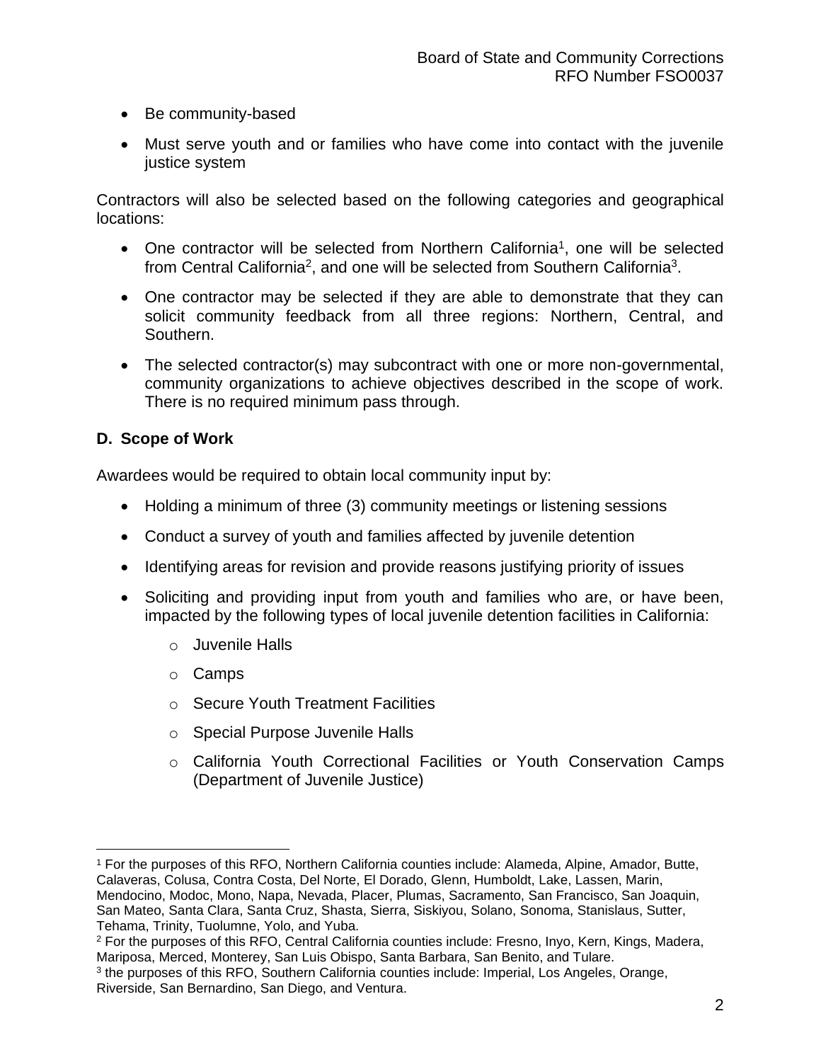- Be community-based
- Must serve youth and or families who have come into contact with the juvenile justice system

Contractors will also be selected based on the following categories and geographical locations:

- One contractor will be selected from Northern California[1], one will be selected from Central California[2], and one will be selected from Southern California[3].
- One contractor may be selected if they are able to demonstrate that they can solicit community feedback from all three regions: Northern, Central, and Southern.
- The selected contractor(s) may subcontract with one or more non-governmental, community organizations to achieve objectives described in the scope of work. There is no required minimum pass through.

### D. Scope of Work

Awardees would be required to obtain local community input by:

- Holding a minimum of three (3) community meetings or listening sessions
- Conduct a survey of youth and families affected by juvenile detention
- Identifying areas for revision and provide reasons justifying priority of issues
- Soliciting and providing input from youth and families who are, or have been, impacted by the following types of local juvenile detention facilities in California:
    - Juvenile Halls
    - Camps
    - Secure Youth Treatment Facilities
    - Special Purpose Juvenile Halls
    - California Youth Correctional Facilities or Youth Conservation Camps (Department of Juvenile Justice)

---

[1] For the purposes of this RFO, Northern California counties include: Alameda, Alpine, Amador, Butte, Calaveras, Colusa, Contra Costa, Del Norte, El Dorado, Glenn, Humboldt, Lake, Lassen, Marin, Mendocino, Modoc, Mono, Napa, Nevada, Placer, Plumas, Sacramento, San Francisco, San Joaquin, San Mateo, Santa Clara, Santa Cruz, Shasta, Sierra, Siskiyou, Solano, Sonoma, Stanislaus, Sutter, Tehama, Trinity, Tuolumne, Yolo, and Yuba.

[2] For the purposes of this RFO, Central California counties include: Fresno, Inyo, Kern, Kings, Madera, Mariposa, Merced, Monterey, San Luis Obispo, Santa Barbara, San Benito, and Tulare.

[3] the purposes of this RFO, Southern California counties include: Imperial, Los Angeles, Orange, Riverside, San Bernardino, San Diego, and Ventura.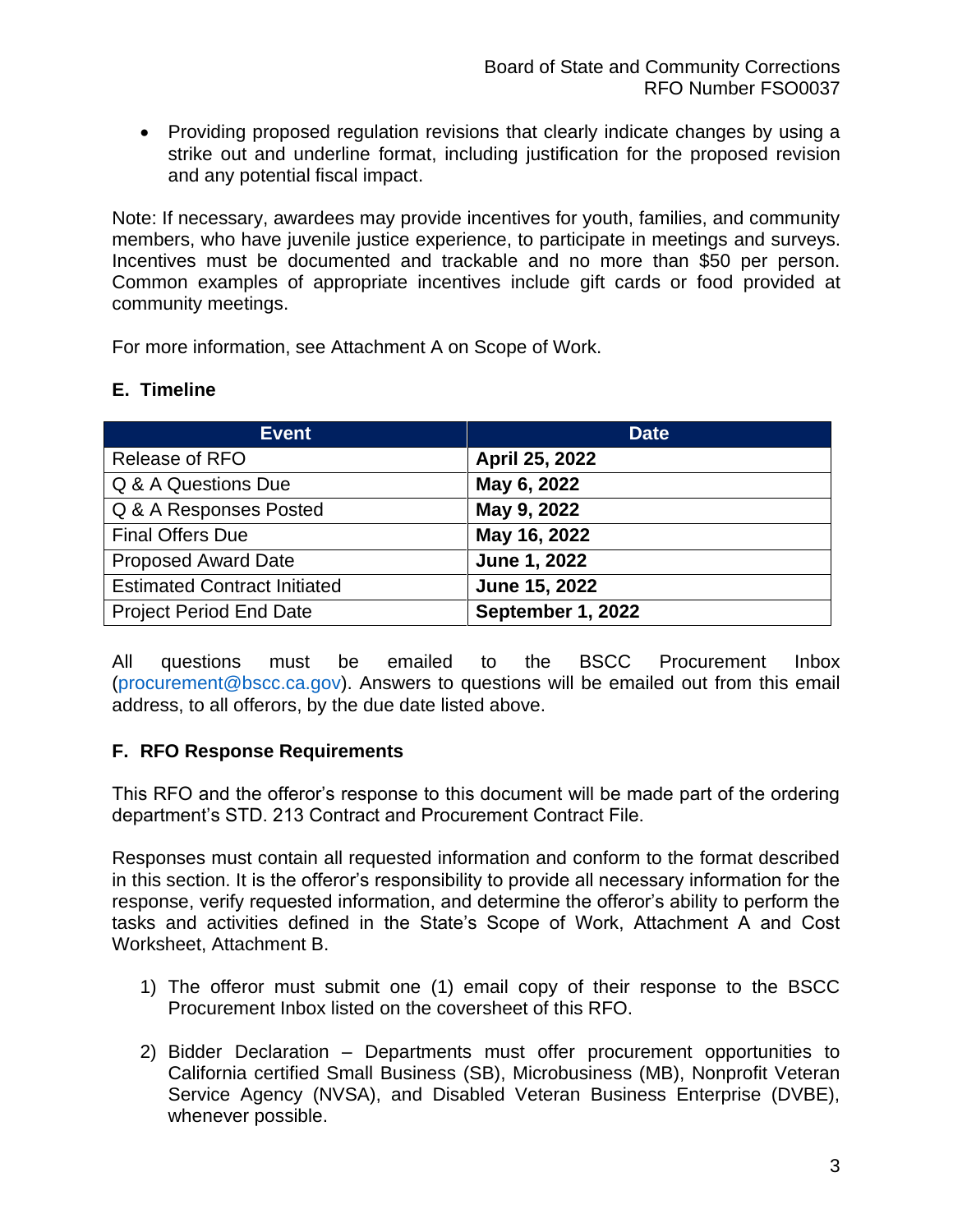- Providing proposed regulation revisions that clearly indicate changes by using a strike out and underline format, including justification for the proposed revision and any potential fiscal impact.

Note: If necessary, awardees may provide incentives for youth, families, and community members, who have juvenile justice experience, to participate in meetings and surveys. Incentives must be documented and trackable and no more than $50 per person. Common examples of appropriate incentives include gift cards or food provided at community meetings.

For more information, see Attachment A on Scope of Work.

## E. Timeline

| Event | Date |
| --- | --- |
| Release of RFO | **April 25, 2022** |
| Q & A Questions Due | **May 6, 2022** |
| Q & A Responses Posted | **May 9, 2022** |
| Final Offers Due | **May 16, 2022** |
| Proposed Award Date | **June 1, 2022** |
| Estimated Contract Initiated | **June 15, 2022** |
| Project Period End Date | **September 1, 2022** |

All questions must be emailed to the BSCC Procurement Inbox (procurement@bscc.ca.gov). Answers to questions will be emailed out from this email address, to all offerors, by the due date listed above.

## F. RFO Response Requirements

This RFO and the offeror's response to this document will be made part of the ordering department's STD. 213 Contract and Procurement Contract File.

Responses must contain all requested information and conform to the format described in this section. It is the offeror's responsibility to provide all necessary information for the response, verify requested information, and determine the offeror's ability to perform the tasks and activities defined in the State's Scope of Work, Attachment A and Cost Worksheet, Attachment B.

1) The offeror must submit one (1) email copy of their response to the BSCC Procurement Inbox listed on the coversheet of this RFO.

2) Bidder Declaration – Departments must offer procurement opportunities to California certified Small Business (SB), Microbusiness (MB), Nonprofit Veteran Service Agency (NVSA), and Disabled Veteran Business Enterprise (DVBE), whenever possible.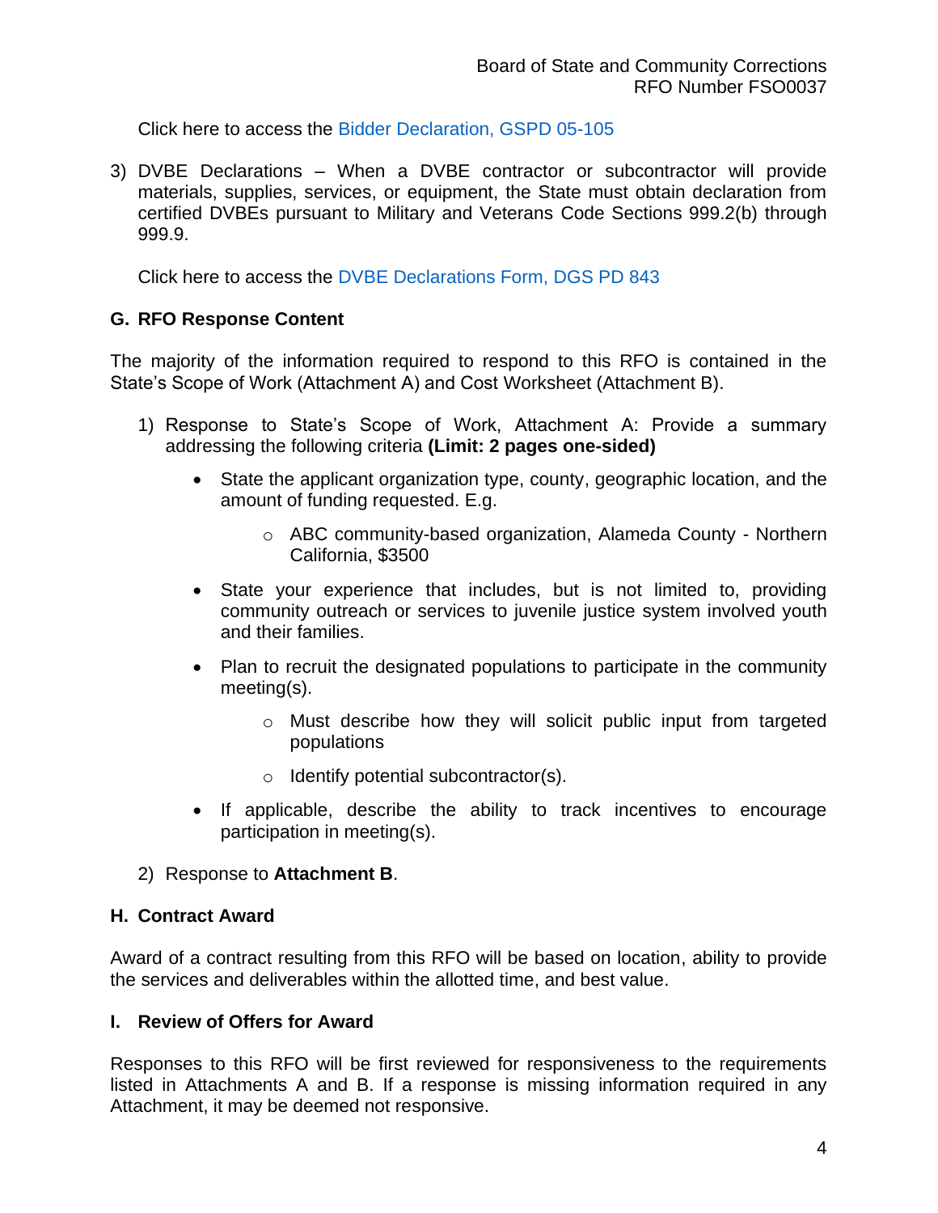Click here to access the Bidder Declaration, GSPD 05-105

3) DVBE Declarations – When a DVBE contractor or subcontractor will provide materials, supplies, services, or equipment, the State must obtain declaration from certified DVBEs pursuant to Military and Veterans Code Sections 999.2(b) through 999.9.

   Click here to access the DVBE Declarations Form, DGS PD 843

## G. RFO Response Content

The majority of the information required to respond to this RFO is contained in the State's Scope of Work (Attachment A) and Cost Worksheet (Attachment B).

1) Response to State's Scope of Work, Attachment A: Provide a summary addressing the following criteria **(Limit: 2 pages one-sided)**
   - State the applicant organization type, county, geographic location, and the amount of funding requested. E.g.
     - ABC community-based organization, Alameda County - Northern California, $3500
   - State your experience that includes, but is not limited to, providing community outreach or services to juvenile justice system involved youth and their families.
   - Plan to recruit the designated populations to participate in the community meeting(s).
     - Must describe how they will solicit public input from targeted populations
     - Identify potential subcontractor(s).
   - If applicable, describe the ability to track incentives to encourage participation in meeting(s).
2) Response to **Attachment B**.

## H. Contract Award

Award of a contract resulting from this RFO will be based on location, ability to provide the services and deliverables within the allotted time, and best value.

## I. Review of Offers for Award

Responses to this RFO will be first reviewed for responsiveness to the requirements listed in Attachments A and B. If a response is missing information required in any Attachment, it may be deemed not responsive.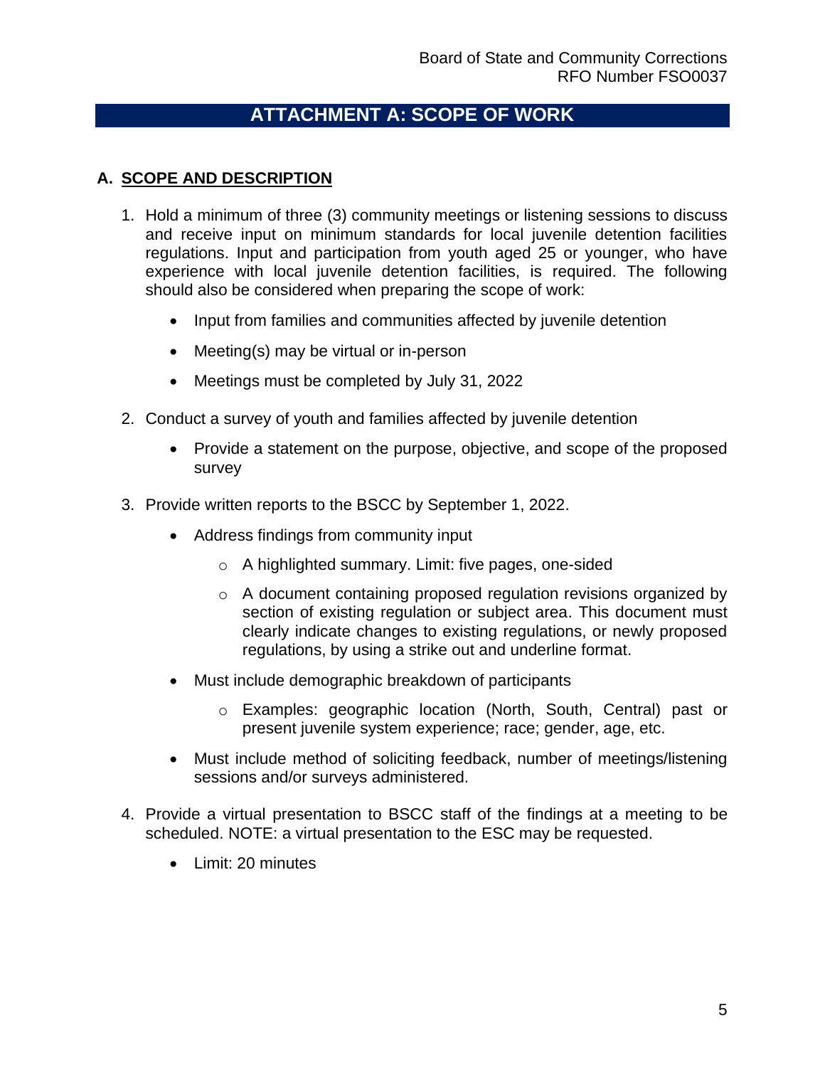## ATTACHMENT A: SCOPE OF WORK

### A. SCOPE AND DESCRIPTION

1. Hold a minimum of three (3) community meetings or listening sessions to discuss and receive input on minimum standards for local juvenile detention facilities regulations. Input and participation from youth aged 25 or younger, who have experience with local juvenile detention facilities, is required. The following should also be considered when preparing the scope of work:
   - Input from families and communities affected by juvenile detention
   - Meeting(s) may be virtual or in-person
   - Meetings must be completed by July 31, 2022
2. Conduct a survey of youth and families affected by juvenile detention
   - Provide a statement on the purpose, objective, and scope of the proposed survey
3. Provide written reports to the BSCC by September 1, 2022.
   - Address findings from community input
     - A highlighted summary. Limit: five pages, one-sided
     - A document containing proposed regulation revisions organized by section of existing regulation or subject area. This document must clearly indicate changes to existing regulations, or newly proposed regulations, by using a strike out and underline format.
   - Must include demographic breakdown of participants
     - Examples: geographic location (North, South, Central) past or present juvenile system experience; race; gender, age, etc.
   - Must include method of soliciting feedback, number of meetings/listening sessions and/or surveys administered.
4. Provide a virtual presentation to BSCC staff of the findings at a meeting to be scheduled. NOTE: a virtual presentation to the ESC may be requested.
   - Limit: 20 minutes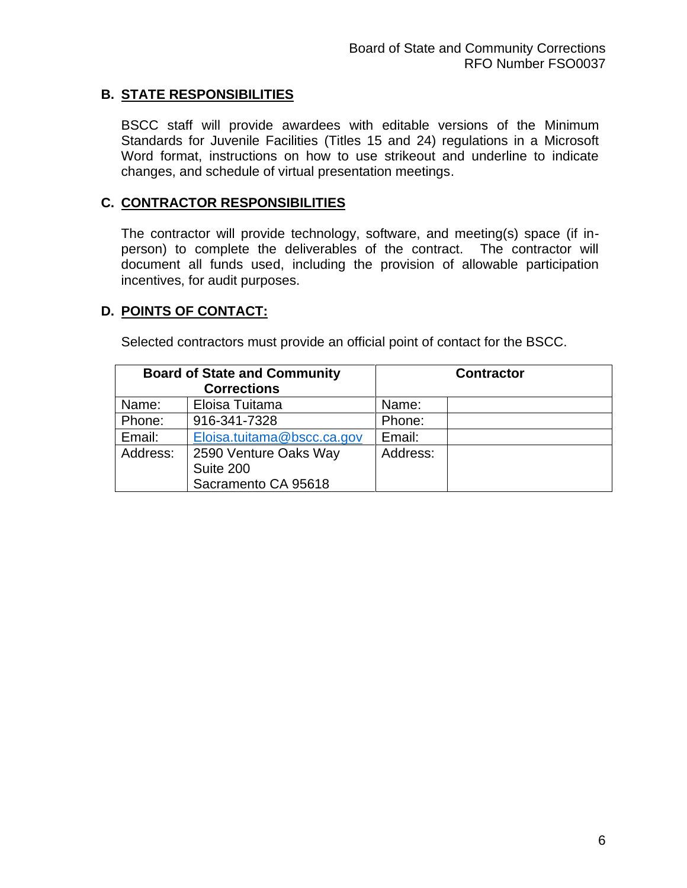## B. STATE RESPONSIBILITIES

BSCC staff will provide awardees with editable versions of the Minimum Standards for Juvenile Facilities (Titles 15 and 24) regulations in a Microsoft Word format, instructions on how to use strikeout and underline to indicate changes, and schedule of virtual presentation meetings.

## C. CONTRACTOR RESPONSIBILITIES

The contractor will provide technology, software, and meeting(s) space (if in-person) to complete the deliverables of the contract. The contractor will document all funds used, including the provision of allowable participation incentives, for audit purposes.

## D. POINTS OF CONTACT:

Selected contractors must provide an official point of contact for the BSCC.

| Board of State and Community Corrections | | Contractor | |
|---|---|---|---|
| Name: | Eloisa Tuitama | Name: | |
| Phone: | 916-341-7328 | Phone: | |
| Email: | Eloisa.tuitama@bscc.ca.gov | Email: | |
| Address: | 2590 Venture Oaks Way<br>Suite 200<br>Sacramento CA 95618 | Address: | |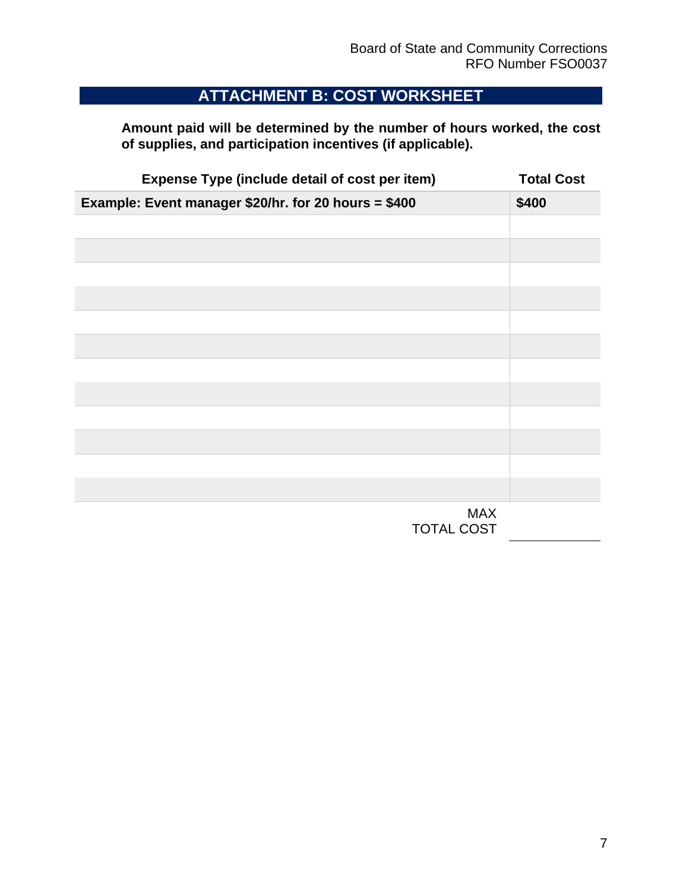## ATTACHMENT B: COST WORKSHEET

**Amount paid will be determined by the number of hours worked, the cost of supplies, and participation incentives (if applicable).**

| Expense Type (include detail of cost per item) | Total Cost |
|---|---|
| **Example: Event manager $20/hr. for 20 hours = $400** | **$400** |
| | |
| | |
| | |
| | |
| | |
| | |
| | |
| | |
| | |
| | |
| | |
| | |
| MAX TOTAL COST | |